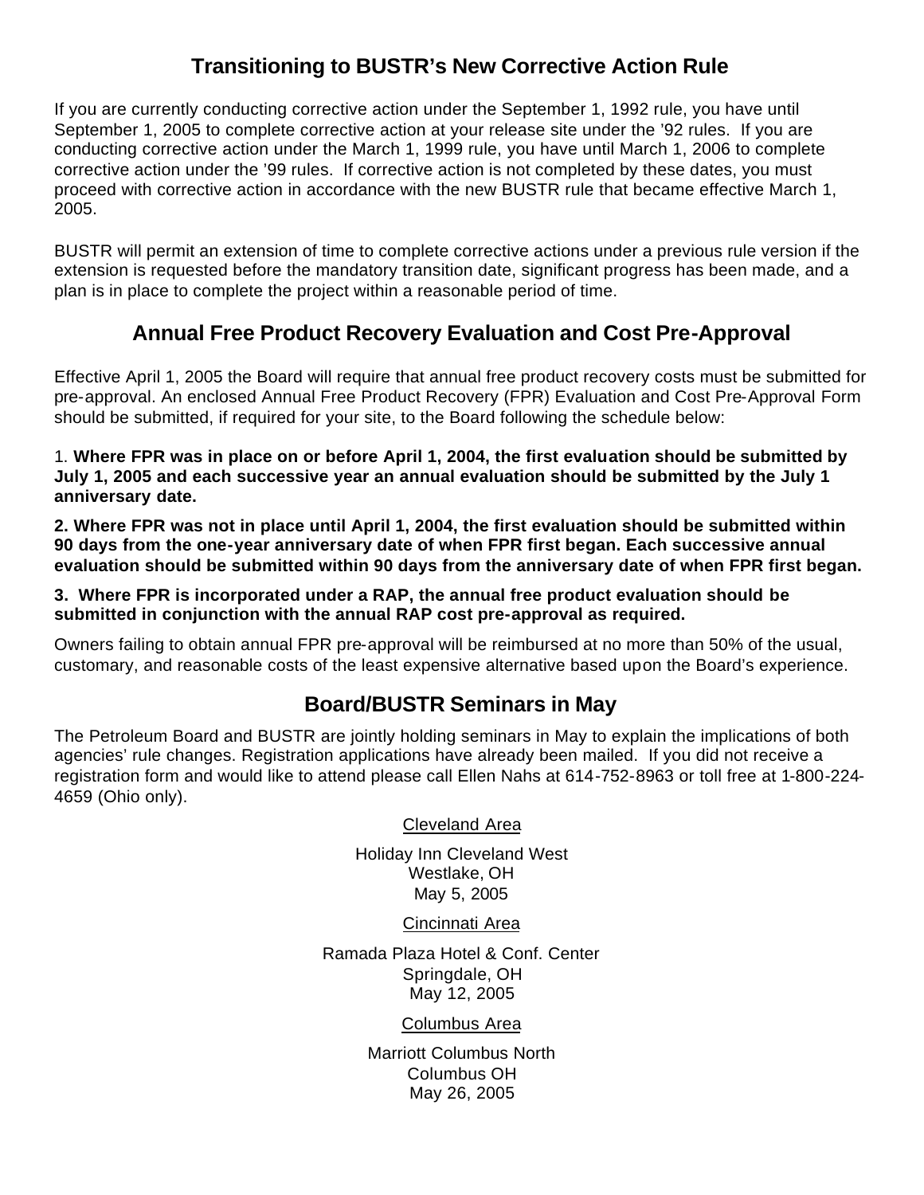## Transitioning to BUSTR's New Corrective Action Rule

If you are currently conducting corrective action under the September 1, 1992 rule, you have until September 1, 2005 to complete corrective action at your release site under the '92 rules. If you are conducting corrective action under the March 1, 1999 rule, you have until March 1, 2006 to complete corrective action under the '99 rules. If corrective action is not completed by these dates, you must proceed with corrective action in accordance with the new BUSTR rule that became effective March 1, 2005.

BUSTR will permit an extension of time to complete corrective actions under a previous rule version if the extension is requested before the mandatory transition date, significant progress has been made, and a plan is in place to complete the project within a reasonable period of time.

## Annual Free Product Recovery Evaluation and Cost Pre-Approval

Effective April 1, 2005 the Board will require that annual free product recovery costs must be submitted for pre-approval. An enclosed Annual Free Product Recovery (FPR) Evaluation and Cost Pre-Approval Form should be submitted, if required for your site, to the Board following the schedule below:

1. **Where FPR was in place on or before April 1, 2004, the first evaluation should be submitted by July 1, 2005 and each successive year an annual evaluation should be submitted by the July 1 anniversary date.**

2. **Where FPR was not in place until April 1, 2004, the first evaluation should be submitted within 90 days from the one-year anniversary date of when FPR first began. Each successive annual evaluation should be submitted within 90 days from the anniversary date of when FPR first began.**

3. **Where FPR is incorporated under a RAP, the annual free product evaluation should be submitted in conjunction with the annual RAP cost pre-approval as required.**

Owners failing to obtain annual FPR pre-approval will be reimbursed at no more than 50% of the usual, customary, and reasonable costs of the least expensive alternative based upon the Board's experience.

## Board/BUSTR Seminars in May

The Petroleum Board and BUSTR are jointly holding seminars in May to explain the implications of both agencies' rule changes. Registration applications have already been mailed. If you did not receive a registration form and would like to attend please call Ellen Nahs at 614-752-8963 or toll free at 1-800-224-4659 (Ohio only).

<u>Cleveland Area</u>

Holiday Inn Cleveland West
Westlake, OH
May 5, 2005

<u>Cincinnati Area</u>

Ramada Plaza Hotel & Conf. Center
Springdale, OH
May 12, 2005

<u>Columbus Area</u>

Marriott Columbus North
Columbus OH
May 26, 2005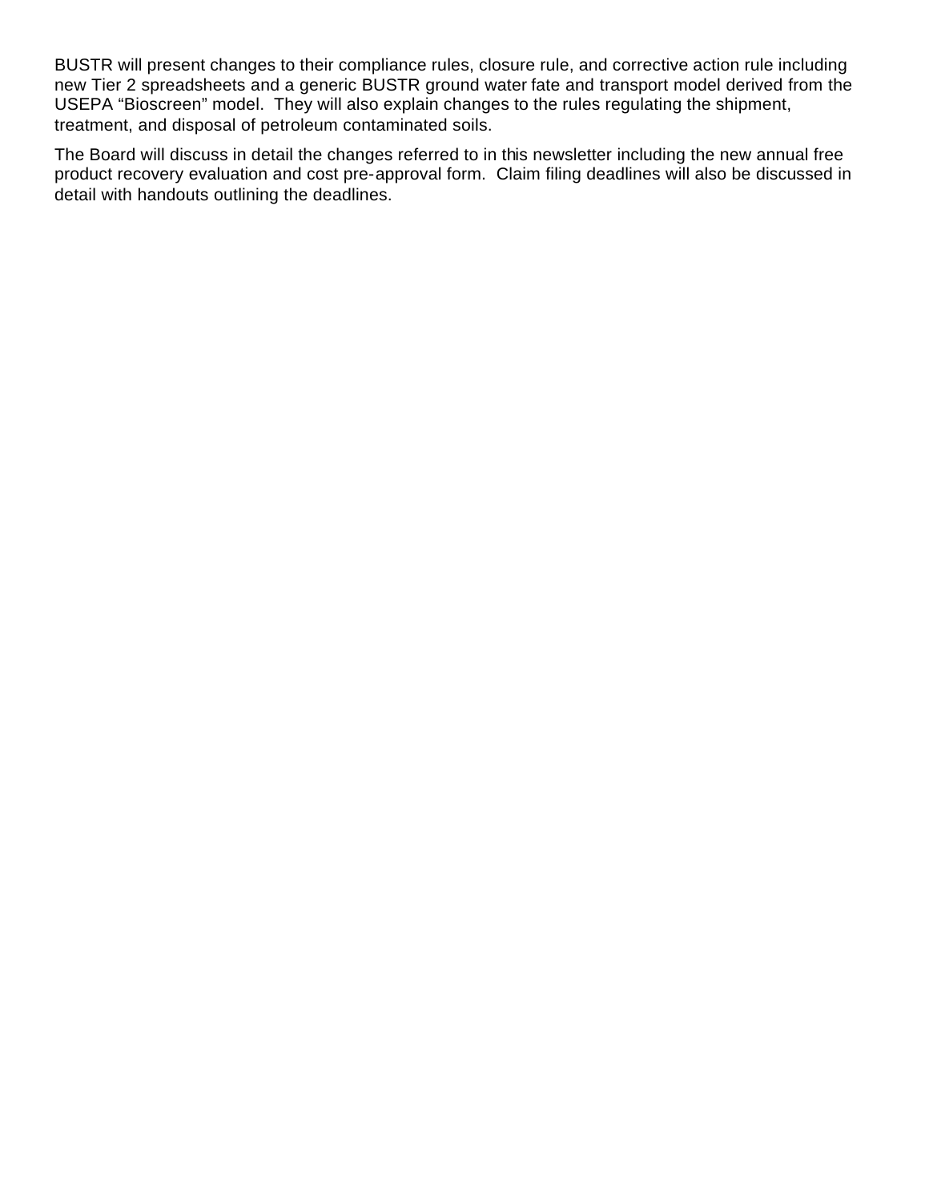BUSTR will present changes to their compliance rules, closure rule, and corrective action rule including new Tier 2 spreadsheets and a generic BUSTR ground water fate and transport model derived from the USEPA "Bioscreen" model. They will also explain changes to the rules regulating the shipment, treatment, and disposal of petroleum contaminated soils.

The Board will discuss in detail the changes referred to in this newsletter including the new annual free product recovery evaluation and cost pre-approval form. Claim filing deadlines will also be discussed in detail with handouts outlining the deadlines.